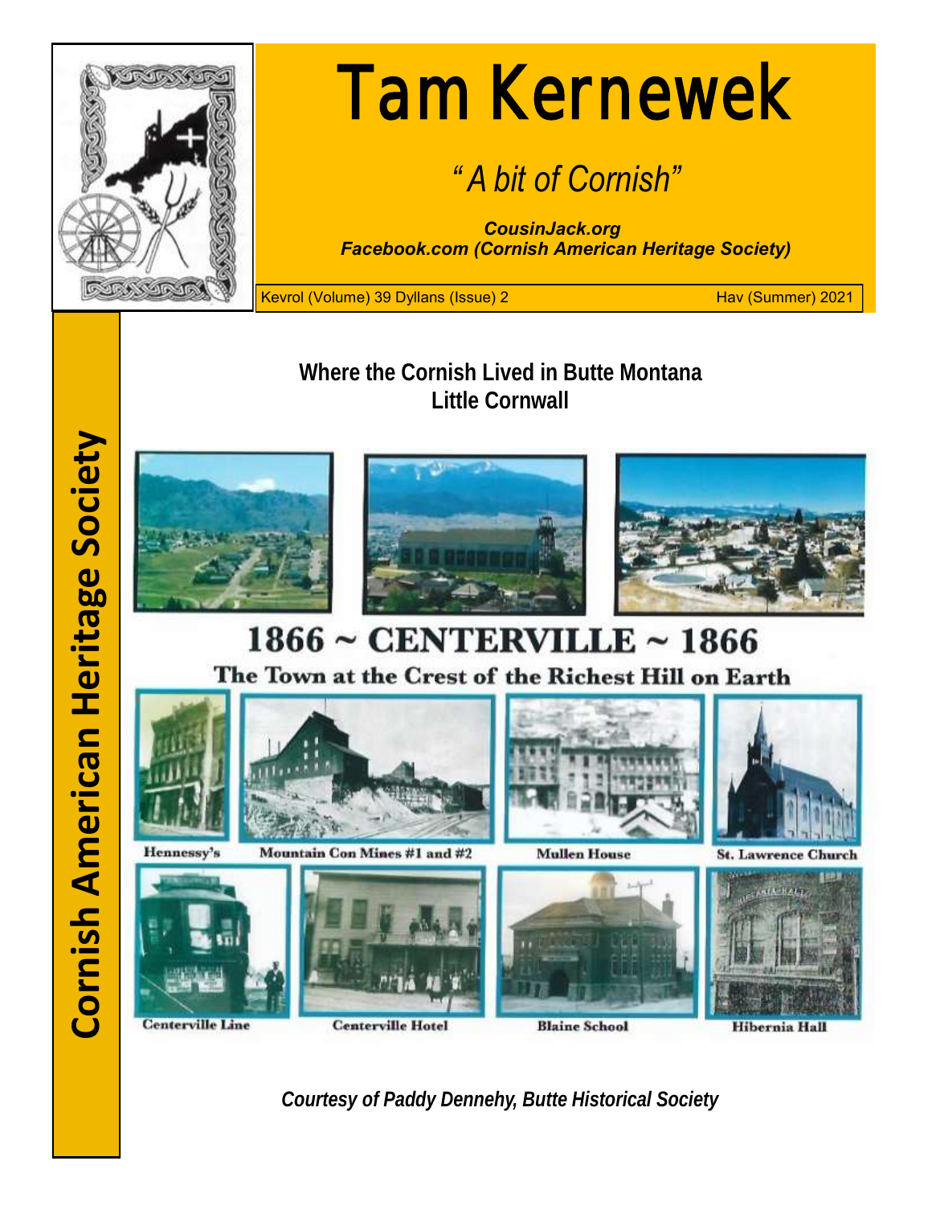# Tam Kernewek

*"A bit of Cornish"*

***CousinJack.org***
***Facebook.com (Cornish American Heritage Society)***

Kevrol (Volume) 39 Dyllans (Issue) 2 — Hav (Summer) 2021

**Cornish American Heritage Society**

## Where the Cornish Lived in Butte Montana
## Little Cornwall

**1866 ~ CENTERVILLE ~ 1866**

**The Town at the Crest of the Richest Hill on Earth**

Hennessy's

Mountain Con Mines #1 and #2

Mullen House

St. Lawrence Church

Centerville Line

Centerville Hotel

Blaine School

Hibernia Hall

*Courtesy of Paddy Dennehy, Butte Historical Society*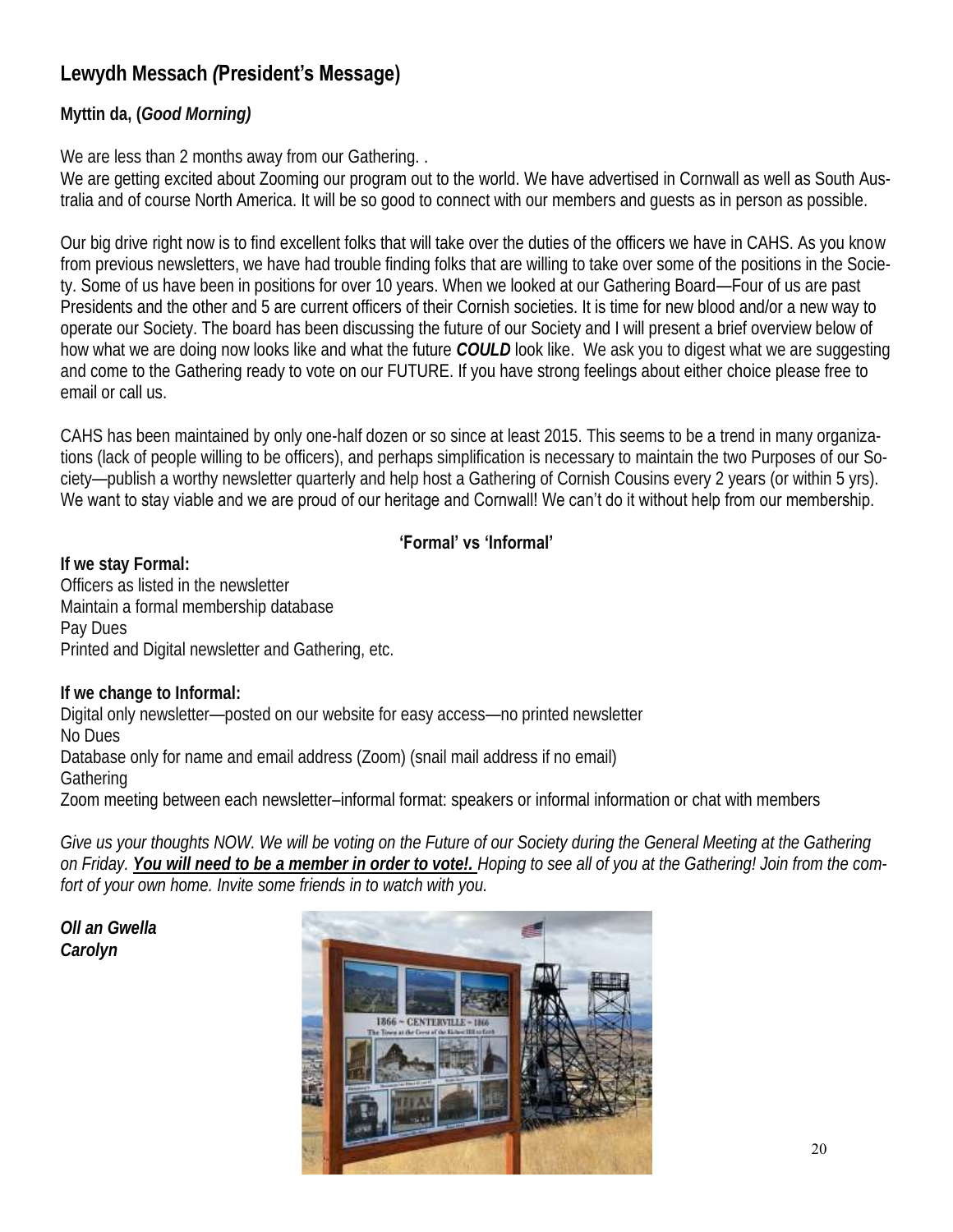## Lewydh Messach *(*President's Message)

**Myttin da, (*Good Morning)***

We are less than 2 months away from our Gathering. .
We are getting excited about Zooming our program out to the world. We have advertised in Cornwall as well as South Australia and of course North America. It will be so good to connect with our members and guests as in person as possible.

Our big drive right now is to find excellent folks that will take over the duties of the officers we have in CAHS. As you know from previous newsletters, we have had trouble finding folks that are willing to take over some of the positions in the Society. Some of us have been in positions for over 10 years. When we looked at our Gathering Board—Four of us are past Presidents and the other and 5 are current officers of their Cornish societies. It is time for new blood and/or a new way to operate our Society. The board has been discussing the future of our Society and I will present a brief overview below of how what we are doing now looks like and what the future ***COULD*** look like. We ask you to digest what we are suggesting and come to the Gathering ready to vote on our FUTURE. If you have strong feelings about either choice please free to email or call us.

CAHS has been maintained by only one-half dozen or so since at least 2015. This seems to be a trend in many organizations (lack of people willing to be officers), and perhaps simplification is necessary to maintain the two Purposes of our Society—publish a worthy newsletter quarterly and help host a Gathering of Cornish Cousins every 2 years (or within 5 yrs). We want to stay viable and we are proud of our heritage and Cornwall! We can't do it without help from our membership.

**'Formal' vs 'Informal'**

**If we stay Formal:**
Officers as listed in the newsletter
Maintain a formal membership database
Pay Dues
Printed and Digital newsletter and Gathering, etc.

**If we change to Informal:**
Digital only newsletter—posted on our website for easy access—no printed newsletter
No Dues
Database only for name and email address (Zoom) (snail mail address if no email)
Gathering
Zoom meeting between each newsletter–informal format: speakers or informal information or chat with members

*Give us your thoughts NOW. We will be voting on the Future of our Society during the General Meeting at the Gathering on Friday.* ***<u>You will need to be a member in order to vote!.</u>*** *Hoping to see all of you at the Gathering! Join from the comfort of your own home. Invite some friends in to watch with you.*

***Oll an Gwella***
***Carolyn***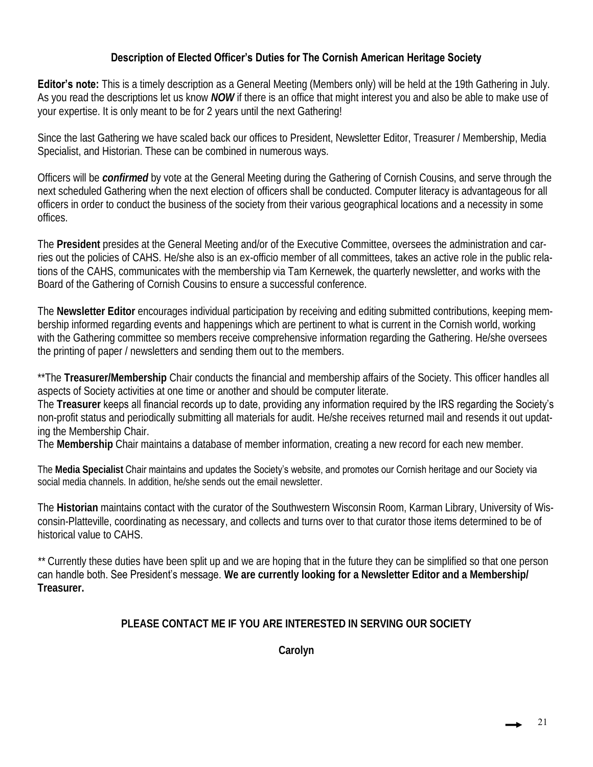## Description of Elected Officer's Duties for The Cornish American Heritage Society

**Editor's note:** This is a timely description as a General Meeting (Members only) will be held at the 19th Gathering in July. As you read the descriptions let us know ***NOW*** if there is an office that might interest you and also be able to make use of your expertise. It is only meant to be for 2 years until the next Gathering!

Since the last Gathering we have scaled back our offices to President, Newsletter Editor, Treasurer / Membership, Media Specialist, and Historian. These can be combined in numerous ways.

Officers will be ***confirmed*** by vote at the General Meeting during the Gathering of Cornish Cousins, and serve through the next scheduled Gathering when the next election of officers shall be conducted. Computer literacy is advantageous for all officers in order to conduct the business of the society from their various geographical locations and a necessity in some offices.

The **President** presides at the General Meeting and/or of the Executive Committee, oversees the administration and carries out the policies of CAHS. He/she also is an ex-officio member of all committees, takes an active role in the public relations of the CAHS, communicates with the membership via Tam Kernewek, the quarterly newsletter, and works with the Board of the Gathering of Cornish Cousins to ensure a successful conference.

The **Newsletter Editor** encourages individual participation by receiving and editing submitted contributions, keeping membership informed regarding events and happenings which are pertinent to what is current in the Cornish world, working with the Gathering committee so members receive comprehensive information regarding the Gathering. He/she oversees the printing of paper / newsletters and sending them out to the members.

**The **Treasurer/Membership** Chair conducts the financial and membership affairs of the Society. This officer handles all aspects of Society activities at one time or another and should be computer literate.
The **Treasurer** keeps all financial records up to date, providing any information required by the IRS regarding the Society's non-profit status and periodically submitting all materials for audit. He/she receives returned mail and resends it out updating the Membership Chair.
The **Membership** Chair maintains a database of member information, creating a new record for each new member.

The **Media Specialist** Chair maintains and updates the Society's website, and promotes our Cornish heritage and our Society via social media channels. In addition, he/she sends out the email newsletter.

The **Historian** maintains contact with the curator of the Southwestern Wisconsin Room, Karman Library, University of Wisconsin-Platteville, coordinating as necessary, and collects and turns over to that curator those items determined to be of historical value to CAHS.

** Currently these duties have been split up and we are hoping that in the future they can be simplified so that one person can handle both. See President's message. **We are currently looking for a Newsletter Editor and a Membership/ Treasurer.**

**PLEASE CONTACT ME IF YOU ARE INTERESTED IN SERVING OUR SOCIETY**

**Carolyn**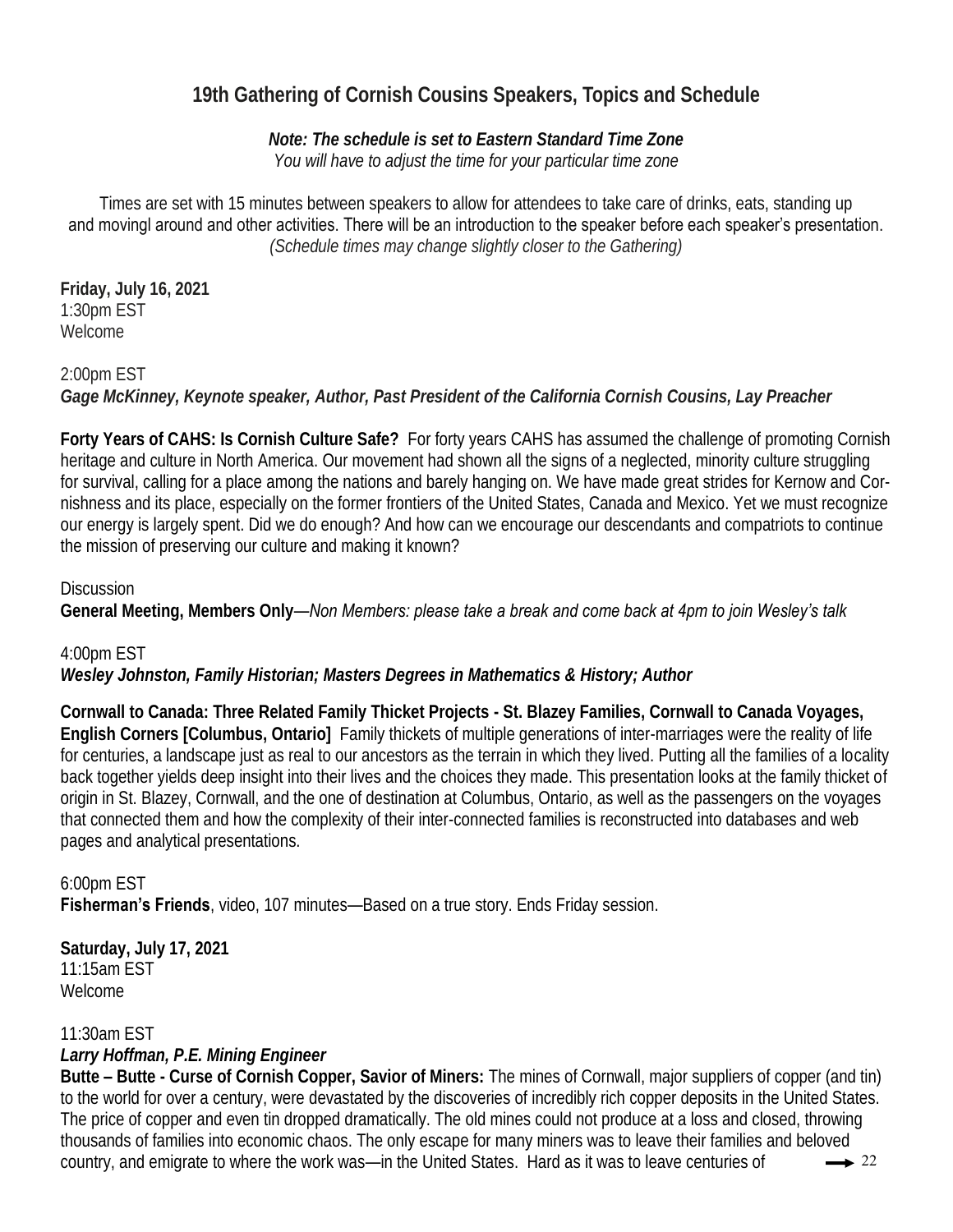## 19th Gathering of Cornish Cousins Speakers, Topics and Schedule

***Note: The schedule is set to Eastern Standard Time Zone***
*You will have to adjust the time for your particular time zone*

Times are set with 15 minutes between speakers to allow for attendees to take care of drinks, eats, standing up and movingl around and other activities. There will be an introduction to the speaker before each speaker's presentation. *(Schedule times may change slightly closer to the Gathering)*

**Friday, July 16, 2021**
1:30pm EST
Welcome

2:00pm EST
***Gage McKinney, Keynote speaker, Author, Past President of the California Cornish Cousins, Lay Preacher***

**Forty Years of CAHS: Is Cornish Culture Safe?** For forty years CAHS has assumed the challenge of promoting Cornish heritage and culture in North America. Our movement had shown all the signs of a neglected, minority culture struggling for survival, calling for a place among the nations and barely hanging on. We have made great strides for Kernow and Cornishness and its place, especially on the former frontiers of the United States, Canada and Mexico. Yet we must recognize our energy is largely spent. Did we do enough? And how can we encourage our descendants and compatriots to continue the mission of preserving our culture and making it known?

Discussion
**General Meeting, Members Only**—*Non Members: please take a break and come back at 4pm to join Wesley's talk*

4:00pm EST
***Wesley Johnston, Family Historian; Masters Degrees in Mathematics & History; Author***

**Cornwall to Canada: Three Related Family Thicket Projects - St. Blazey Families, Cornwall to Canada Voyages, English Corners [Columbus, Ontario]** Family thickets of multiple generations of inter-marriages were the reality of life for centuries, a landscape just as real to our ancestors as the terrain in which they lived. Putting all the families of a locality back together yields deep insight into their lives and the choices they made. This presentation looks at the family thicket of origin in St. Blazey, Cornwall, and the one of destination at Columbus, Ontario, as well as the passengers on the voyages that connected them and how the complexity of their inter-connected families is reconstructed into databases and web pages and analytical presentations.

6:00pm EST
**Fisherman's Friends**, video, 107 minutes—Based on a true story. Ends Friday session.

**Saturday, July 17, 2021**
11:15am EST
Welcome

11:30am EST
***Larry Hoffman, P.E. Mining Engineer***
**Butte – Butte - Curse of Cornish Copper, Savior of Miners:** The mines of Cornwall, major suppliers of copper (and tin) to the world for over a century, were devastated by the discoveries of incredibly rich copper deposits in the United States. The price of copper and even tin dropped dramatically. The old mines could not produce at a loss and closed, throwing thousands of families into economic chaos. The only escape for many miners was to leave their families and beloved country, and emigrate to where the work was—in the United States. Hard as it was to leave centuries of → 22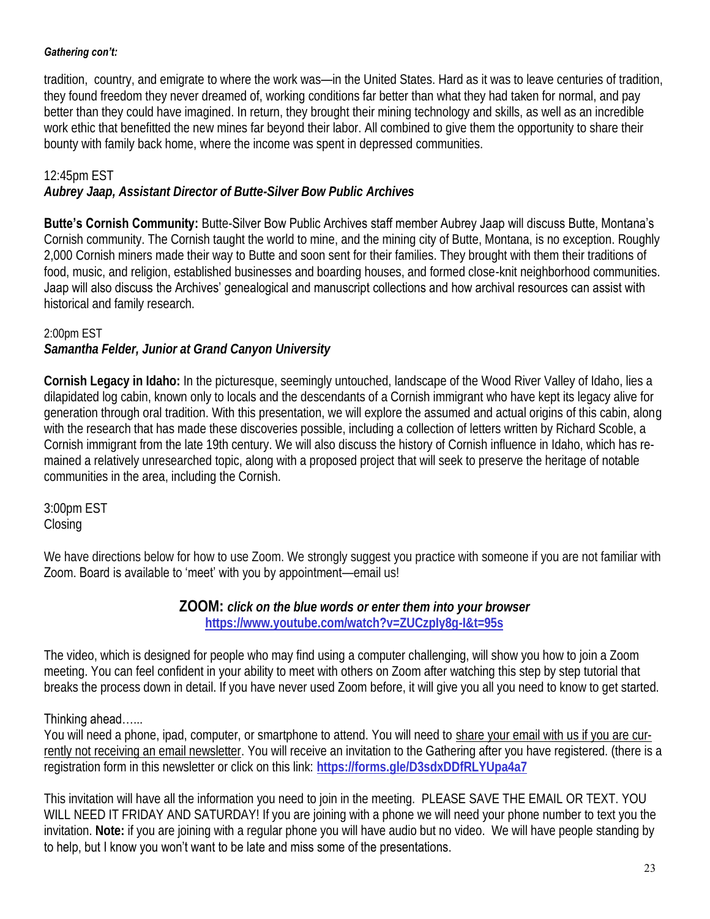*Gathering con't:*

tradition, country, and emigrate to where the work was—in the United States. Hard as it was to leave centuries of tradition, they found freedom they never dreamed of, working conditions far better than what they had taken for normal, and pay better than they could have imagined. In return, they brought their mining technology and skills, as well as an incredible work ethic that benefitted the new mines far beyond their labor. All combined to give them the opportunity to share their bounty with family back home, where the income was spent in depressed communities.

12:45pm EST
***Aubrey Jaap, Assistant Director of Butte-Silver Bow Public Archives***

**Butte's Cornish Community:** Butte-Silver Bow Public Archives staff member Aubrey Jaap will discuss Butte, Montana's Cornish community. The Cornish taught the world to mine, and the mining city of Butte, Montana, is no exception. Roughly 2,000 Cornish miners made their way to Butte and soon sent for their families. They brought with them their traditions of food, music, and religion, established businesses and boarding houses, and formed close-knit neighborhood communities. Jaap will also discuss the Archives' genealogical and manuscript collections and how archival resources can assist with historical and family research.

2:00pm EST
***Samantha Felder, Junior at Grand Canyon University***

**Cornish Legacy in Idaho:** In the picturesque, seemingly untouched, landscape of the Wood River Valley of Idaho, lies a dilapidated log cabin, known only to locals and the descendants of a Cornish immigrant who have kept its legacy alive for generation through oral tradition. With this presentation, we will explore the assumed and actual origins of this cabin, along with the research that has made these discoveries possible, including a collection of letters written by Richard Scoble, a Cornish immigrant from the late 19th century. We will also discuss the history of Cornish influence in Idaho, which has remained a relatively unresearched topic, along with a proposed project that will seek to preserve the heritage of notable communities in the area, including the Cornish.

3:00pm EST
Closing

We have directions below for how to use Zoom. We strongly suggest you practice with someone if you are not familiar with Zoom. Board is available to 'meet' with you by appointment—email us!

**ZOOM:** ***click on the blue words or enter them into your browser***
**https://www.youtube.com/watch?v=ZUCzply8g-I&t=95s**

The video, which is designed for people who may find using a computer challenging, will show you how to join a Zoom meeting. You can feel confident in your ability to meet with others on Zoom after watching this step by step tutorial that breaks the process down in detail. If you have never used Zoom before, it will give you all you need to know to get started.

Thinking ahead…...
You will need a phone, ipad, computer, or smartphone to attend. You will need to share your email with us if you are currently not receiving an email newsletter. You will receive an invitation to the Gathering after you have registered. (there is a registration form in this newsletter or click on this link: **https://forms.gle/D3sdxDDfRLYUpa4a7**

This invitation will have all the information you need to join in the meeting. PLEASE SAVE THE EMAIL OR TEXT. YOU WILL NEED IT FRIDAY AND SATURDAY! If you are joining with a phone we will need your phone number to text you the invitation. **Note:** if you are joining with a regular phone you will have audio but no video. We will have people standing by to help, but I know you won't want to be late and miss some of the presentations.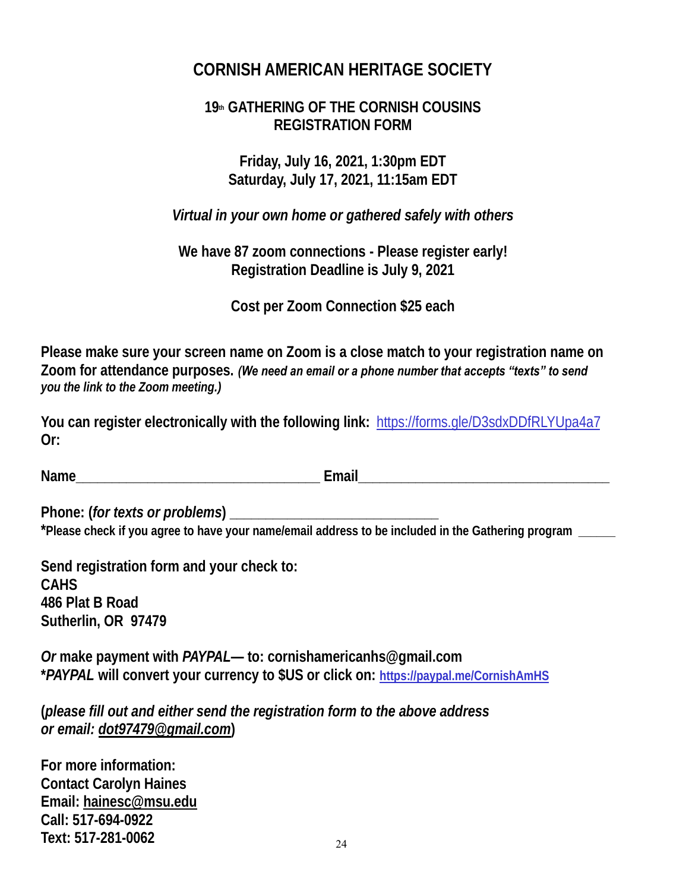# CORNISH AMERICAN HERITAGE SOCIETY

## 19th GATHERING OF THE CORNISH COUSINS
## REGISTRATION FORM

**Friday, July 16, 2021, 1:30pm EDT**
**Saturday, July 17, 2021, 11:15am EDT**

***Virtual in your own home or gathered safely with others***

**We have 87 zoom connections - Please register early!**
**Registration Deadline is July 9, 2021**

**Cost per Zoom Connection $25 each**

**Please make sure your screen name on Zoom is a close match to your registration name on Zoom for attendance purposes.** ***(We need an email or a phone number that accepts "texts" to send you the link to the Zoom meeting.)***

**You can register electronically with the following link:** https://forms.gle/D3sdxDDfRLYUpa4a7
**Or:**

**Name**___________________________________ **Email**____________________________________

**Phone: (*for texts or problems*)** ______________________________
**\*Please check if you agree to have your name/email address to be included in the Gathering program** ______

**Send registration form and your check to:**
**CAHS**
**486 Plat B Road**
**Sutherlin, OR 97479**

***Or* make payment with *PAYPAL*— to: cornishamericanhs@gmail.com**
**\**PAYPAL* will convert your currency to $US or click on:** **https://paypal.me/CornishAmHS**

**(*please fill out and either send the registration form to the above address or email: dot97479@gmail.com*)**

**For more information:**
**Contact Carolyn Haines**
**Email: hainesc@msu.edu**
**Call: 517-694-0922**
**Text: 517-281-0062**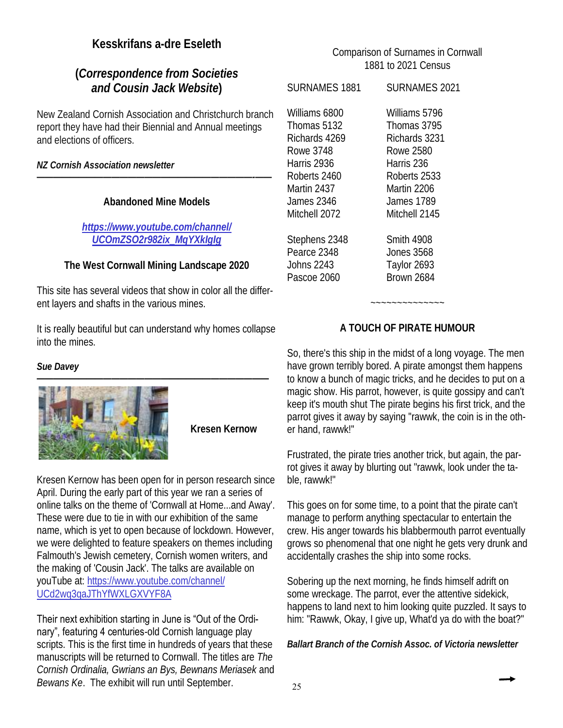## Kesskrifans a-dre Eseleth

## (*Correspondence from Societies and Cousin Jack Website*)

New Zealand Cornish Association and Christchurch branch report they have had their Biennial and Annual meetings and elections of officers.

***NZ Cornish Association newsletter***

---

### Abandoned Mine Models

***https://www.youtube.com/channel/UCOmZSO2r982ix_MqYXkIgIg***

### The West Cornwall Mining Landscape 2020

This site has several videos that show in color all the different layers and shafts in the various mines.

It is really beautiful but can understand why homes collapse into the mines.

***Sue Davey***

---

### Kresen Kernow

Kresen Kernow has been open for in person research since April. During the early part of this year we ran a series of online talks on the theme of 'Cornwall at Home...and Away'. These were due to tie in with our exhibition of the same name, which is yet to open because of lockdown. However, we were delighted to feature speakers on themes including Falmouth's Jewish cemetery, Cornish women writers, and the making of 'Cousin Jack'. The talks are available on youTube at: https://www.youtube.com/channel/UCd2wq3qaJThYfWXLGXVYF8A

Their next exhibition starting in June is "Out of the Ordinary", featuring 4 centuries-old Cornish language play scripts. This is the first time in hundreds of years that these manuscripts will be returned to Cornwall. The titles are *The Cornish Ordinalia, Gwrians an Bys, Bewnans Meriasek* and *Bewans Ke*. The exhibit will run until September.

Comparison of Surnames in Cornwall 1881 to 2021 Census

| SURNAMES 1881 | SURNAMES 2021 |
|---|---|
| Williams 6800 | Williams 5796 |
| Thomas 5132 | Thomas 3795 |
| Richards 4269 | Richards 3231 |
| Rowe 3748 | Rowe 2580 |
| Harris 2936 | Harris 236 |
| Roberts 2460 | Roberts 2533 |
| Martin 2437 | Martin 2206 |
| James 2346 | James 1789 |
| Mitchell 2072 | Mitchell 2145 |
| | |
| Stephens 2348 | Smith 4908 |
| Pearce 2348 | Jones 3568 |
| Johns 2243 | Taylor 2693 |
| Pascoe 2060 | Brown 2684 |

~~~~~~~~~~~~~~

### A TOUCH OF PIRATE HUMOUR

So, there's this ship in the midst of a long voyage. The men have grown terribly bored. A pirate amongst them happens to know a bunch of magic tricks, and he decides to put on a magic show. His parrot, however, is quite gossipy and can't keep it's mouth shut The pirate begins his first trick, and the parrot gives it away by saying "rawwk, the coin is in the other hand, rawwk!"

Frustrated, the pirate tries another trick, but again, the parrot gives it away by blurting out "rawwk, look under the table, rawwk!"

This goes on for some time, to a point that the pirate can't manage to perform anything spectacular to entertain the crew. His anger towards his blabbermouth parrot eventually grows so phenomenal that one night he gets very drunk and accidentally crashes the ship into some rocks.

Sobering up the next morning, he finds himself adrift on some wreckage. The parrot, ever the attentive sidekick, happens to land next to him looking quite puzzled. It says to him: "Rawwk, Okay, I give up, What'd ya do with the boat?"

***Ballart Branch of the Cornish Assoc. of Victoria newsletter***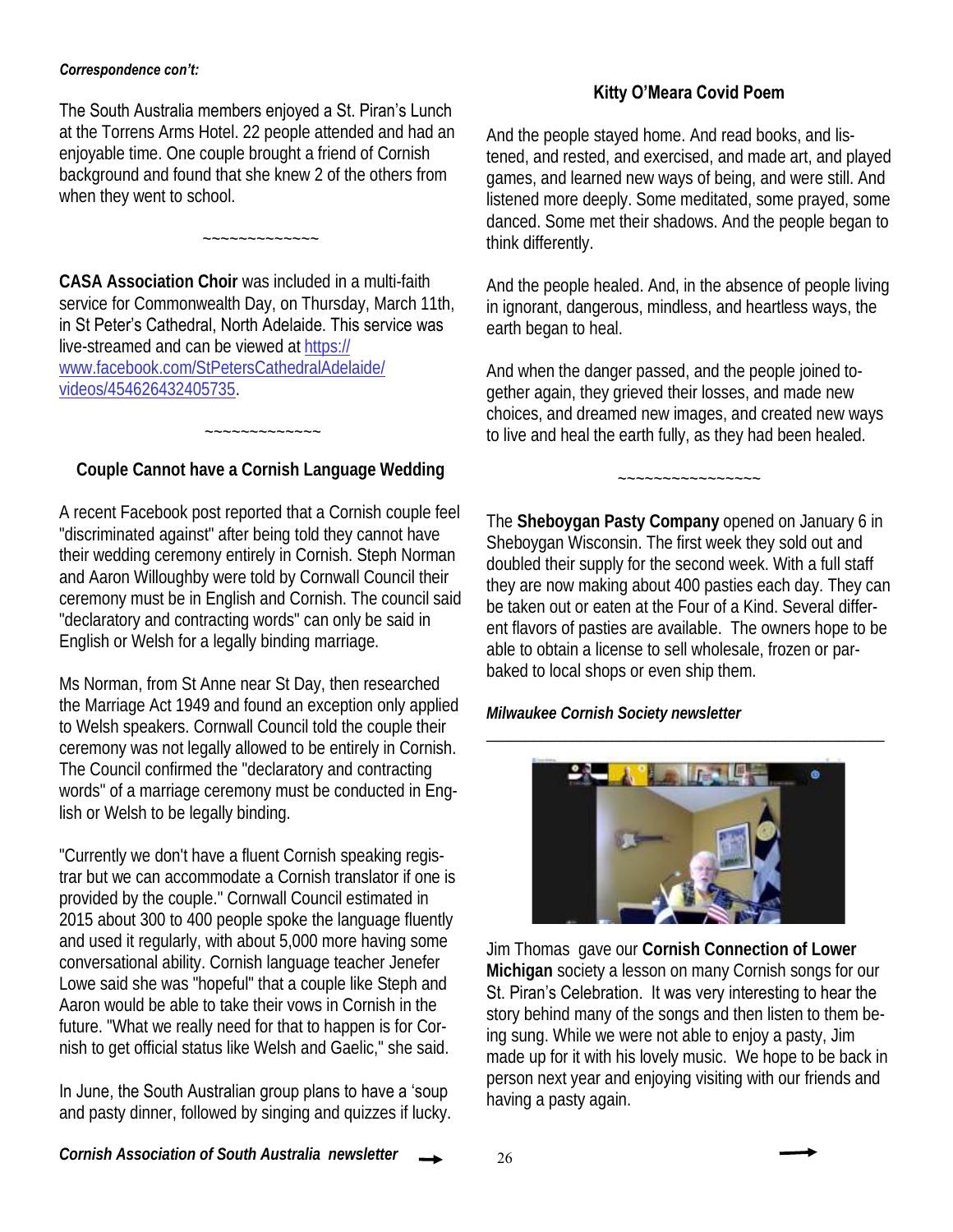***Correspondence con't:***

The South Australia members enjoyed a St. Piran's Lunch at the Torrens Arms Hotel. 22 people attended and had an enjoyable time. One couple brought a friend of Cornish background and found that she knew 2 of the others from when they went to school.

~~~~~~~~~~~~~~

**CASA Association Choir** was included in a multi-faith service for Commonwealth Day, on Thursday, March 11th, in St Peter's Cathedral, North Adelaide. This service was live-streamed and can be viewed at https://www.facebook.com/StPetersCathedralAdelaide/videos/454626432405735.

~~~~~~~~~~~~~~

### Couple Cannot have a Cornish Language Wedding

A recent Facebook post reported that a Cornish couple feel "discriminated against" after being told they cannot have their wedding ceremony entirely in Cornish. Steph Norman and Aaron Willoughby were told by Cornwall Council their ceremony must be in English and Cornish. The council said "declaratory and contracting words" can only be said in English or Welsh for a legally binding marriage.

Ms Norman, from St Anne near St Day, then researched the Marriage Act 1949 and found an exception only applied to Welsh speakers. Cornwall Council told the couple their ceremony was not legally allowed to be entirely in Cornish. The Council confirmed the "declaratory and contracting words" of a marriage ceremony must be conducted in English or Welsh to be legally binding.

"Currently we don't have a fluent Cornish speaking registrar but we can accommodate a Cornish translator if one is provided by the couple." Cornwall Council estimated in 2015 about 300 to 400 people spoke the language fluently and used it regularly, with about 5,000 more having some conversational ability. Cornish language teacher Jenefer Lowe said she was "hopeful" that a couple like Steph and Aaron would be able to take their vows in Cornish in the future. "What we really need for that to happen is for Cornish to get official status like Welsh and Gaelic," she said.

In June, the South Australian group plans to have a 'soup and pasty dinner, followed by singing and quizzes if lucky.

***Cornish Association of South Australia newsletter*** →

### Kitty O'Meara Covid Poem

And the people stayed home. And read books, and listened, and rested, and exercised, and made art, and played games, and learned new ways of being, and were still. And listened more deeply. Some meditated, some prayed, some danced. Some met their shadows. And the people began to think differently.

And the people healed. And, in the absence of people living in ignorant, dangerous, mindless, and heartless ways, the earth began to heal.

And when the danger passed, and the people joined together again, they grieved their losses, and made new choices, and dreamed new images, and created new ways to live and heal the earth fully, as they had been healed.

~~~~~~~~~~~~~~~~

The **Sheboygan Pasty Company** opened on January 6 in Sheboygan Wisconsin. The first week they sold out and doubled their supply for the second week. With a full staff they are now making about 400 pasties each day. They can be taken out or eaten at the Four of a Kind. Several different flavors of pasties are available. The owners hope to be able to obtain a license to sell wholesale, frozen or par-baked to local shops or even ship them.

***Milwaukee Cornish Society newsletter***

---

Jim Thomas gave our **Cornish Connection of Lower Michigan** society a lesson on many Cornish songs for our St. Piran's Celebration. It was very interesting to hear the story behind many of the songs and then listen to them being sung. While we were not able to enjoy a pasty, Jim made up for it with his lovely music. We hope to be back in person next year and enjoying visiting with our friends and having a pasty again.

→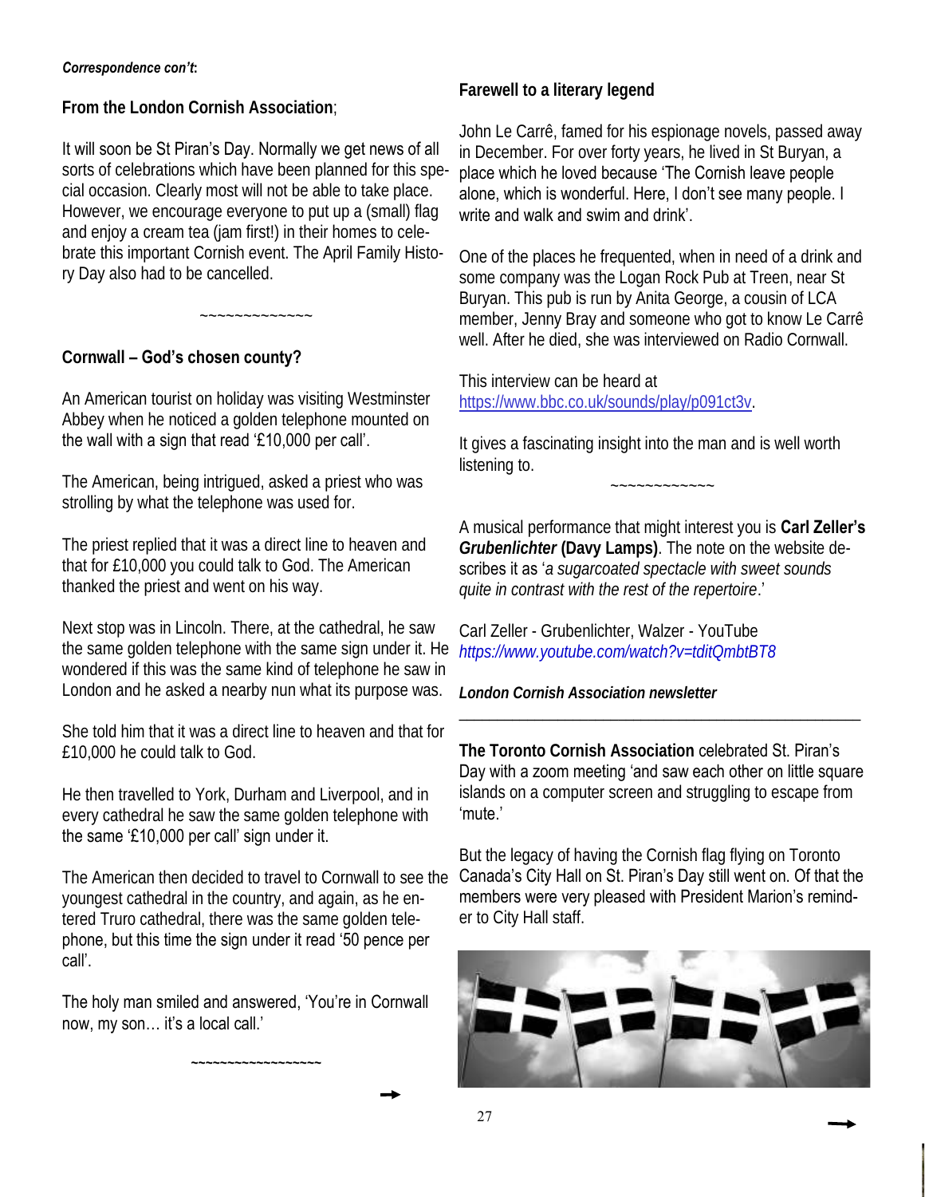*Correspondence con't*:

### From the London Cornish Association;

It will soon be St Piran's Day. Normally we get news of all sorts of celebrations which have been planned for this special occasion. Clearly most will not be able to take place. However, we encourage everyone to put up a (small) flag and enjoy a cream tea (jam first!) in their homes to celebrate this important Cornish event. The April Family History Day also had to be cancelled.

~~~~~~~~~~~~~

### Cornwall – God's chosen county?

An American tourist on holiday was visiting Westminster Abbey when he noticed a golden telephone mounted on the wall with a sign that read '£10,000 per call'.

The American, being intrigued, asked a priest who was strolling by what the telephone was used for.

The priest replied that it was a direct line to heaven and that for £10,000 you could talk to God. The American thanked the priest and went on his way.

Next stop was in Lincoln. There, at the cathedral, he saw the same golden telephone with the same sign under it. He wondered if this was the same kind of telephone he saw in London and he asked a nearby nun what its purpose was.

She told him that it was a direct line to heaven and that for £10,000 he could talk to God.

He then travelled to York, Durham and Liverpool, and in every cathedral he saw the same golden telephone with the same '£10,000 per call' sign under it.

The American then decided to travel to Cornwall to see the youngest cathedral in the country, and again, as he entered Truro cathedral, there was the same golden telephone, but this time the sign under it read '50 pence per call'.

The holy man smiled and answered, 'You're in Cornwall now, my son… it's a local call.'

~~~~~~~~~~~~~~~~~~

### Farewell to a literary legend

John Le Carrê, famed for his espionage novels, passed away in December. For over forty years, he lived in St Buryan, a place which he loved because 'The Cornish leave people alone, which is wonderful. Here, I don't see many people. I write and walk and swim and drink'.

One of the places he frequented, when in need of a drink and some company was the Logan Rock Pub at Treen, near St Buryan. This pub is run by Anita George, a cousin of LCA member, Jenny Bray and someone who got to know Le Carrê well. After he died, she was interviewed on Radio Cornwall.

This interview can be heard at https://www.bbc.co.uk/sounds/play/p091ct3v.

It gives a fascinating insight into the man and is well worth listening to.

~~~~~~~~~~~~

A musical performance that might interest you is **Carl Zeller's *Grubenlichter* (Davy Lamps)**. The note on the website describes it as '*a sugarcoated spectacle with sweet sounds quite in contrast with the rest of the repertoire*.'

Carl Zeller - Grubenlichter, Walzer - YouTube
*https://www.youtube.com/watch?v=tditQmbtBT8*

***London Cornish Association newsletter***

---

**The Toronto Cornish Association** celebrated St. Piran's Day with a zoom meeting 'and saw each other on little square islands on a computer screen and struggling to escape from 'mute.'

But the legacy of having the Cornish flag flying on Toronto Canada's City Hall on St. Piran's Day still went on. Of that the members were very pleased with President Marion's reminder to City Hall staff.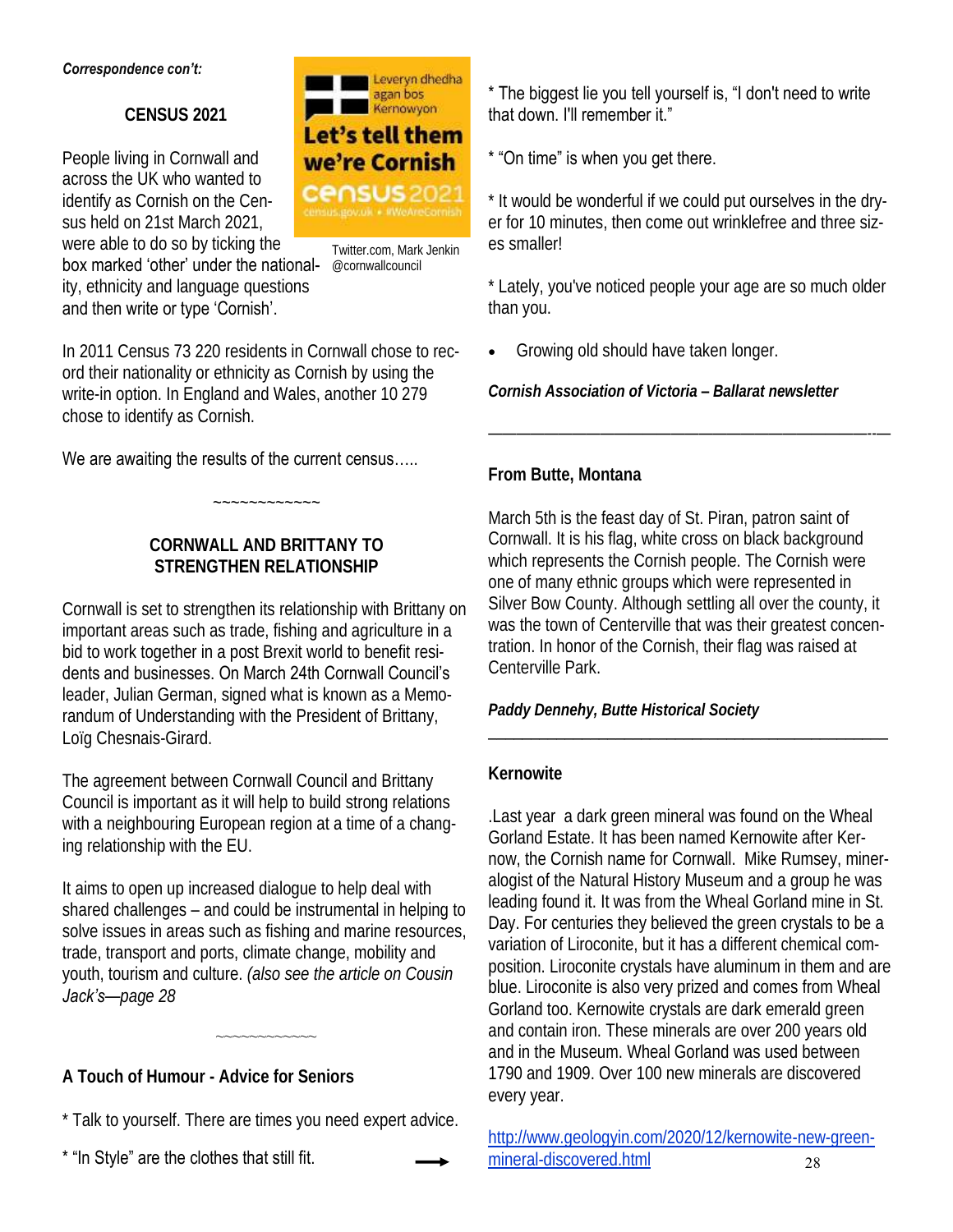*Correspondence con't:*

## CENSUS 2021

Leveryn dhedha agan bos Kernowyon

Let's tell them we're Cornish

census 2021

census.gov.uk • #WeAreCornish

Twitter.com, Mark Jenkin @cornwallcouncil

People living in Cornwall and across the UK who wanted to identify as Cornish on the Census held on 21st March 2021, were able to do so by ticking the box marked 'other' under the nationality, ethnicity and language questions and then write or type 'Cornish'.

In 2011 Census 73 220 residents in Cornwall chose to record their nationality or ethnicity as Cornish by using the write-in option. In England and Wales, another 10 279 chose to identify as Cornish.

We are awaiting the results of the current census…..

~~~~~~~~~~~~~

## CORNWALL AND BRITTANY TO STRENGTHEN RELATIONSHIP

Cornwall is set to strengthen its relationship with Brittany on important areas such as trade, fishing and agriculture in a bid to work together in a post Brexit world to benefit residents and businesses. On March 24th Cornwall Council's leader, Julian German, signed what is known as a Memorandum of Understanding with the President of Brittany, Loïg Chesnais-Girard.

The agreement between Cornwall Council and Brittany Council is important as it will help to build strong relations with a neighbouring European region at a time of a changing relationship with the EU.

It aims to open up increased dialogue to help deal with shared challenges – and could be instrumental in helping to solve issues in areas such as fishing and marine resources, trade, transport and ports, climate change, mobility and youth, tourism and culture. *(also see the article on Cousin Jack's—page 28*

~~~~~~~~~~~~~

## A Touch of Humour - Advice for Seniors

* Talk to yourself. There are times you need expert advice.

* "In Style" are the clothes that still fit. →

* The biggest lie you tell yourself is, "I don't need to write that down. I'll remember it."

* "On time" is when you get there.

* It would be wonderful if we could put ourselves in the dryer for 10 minutes, then come out wrinklefree and three sizes smaller!

* Lately, you've noticed people your age are so much older than you.

- Growing old should have taken longer.

***Cornish Association of Victoria – Ballarat newsletter***

---

## From Butte, Montana

March 5th is the feast day of St. Piran, patron saint of Cornwall. It is his flag, white cross on black background which represents the Cornish people. The Cornish were one of many ethnic groups which were represented in Silver Bow County. Although settling all over the county, it was the town of Centerville that was their greatest concentration. In honor of the Cornish, their flag was raised at Centerville Park.

***Paddy Dennehy, Butte Historical Society***

---

## Kernowite

.Last year a dark green mineral was found on the Wheal Gorland Estate. It has been named Kernowite after Kernow, the Cornish name for Cornwall. Mike Rumsey, mineralogist of the Natural History Museum and a group he was leading found it. It was from the Wheal Gorland mine in St. Day. For centuries they believed the green crystals to be a variation of Liroconite, but it has a different chemical composition. Liroconite crystals have aluminum in them and are blue. Liroconite is also very prized and comes from Wheal Gorland too. Kernowite crystals are dark emerald green and contain iron. These minerals are over 200 years old and in the Museum. Wheal Gorland was used between 1790 and 1909. Over 100 new minerals are discovered every year.

http://www.geologyin.com/2020/12/kernowite-new-green-mineral-discovered.html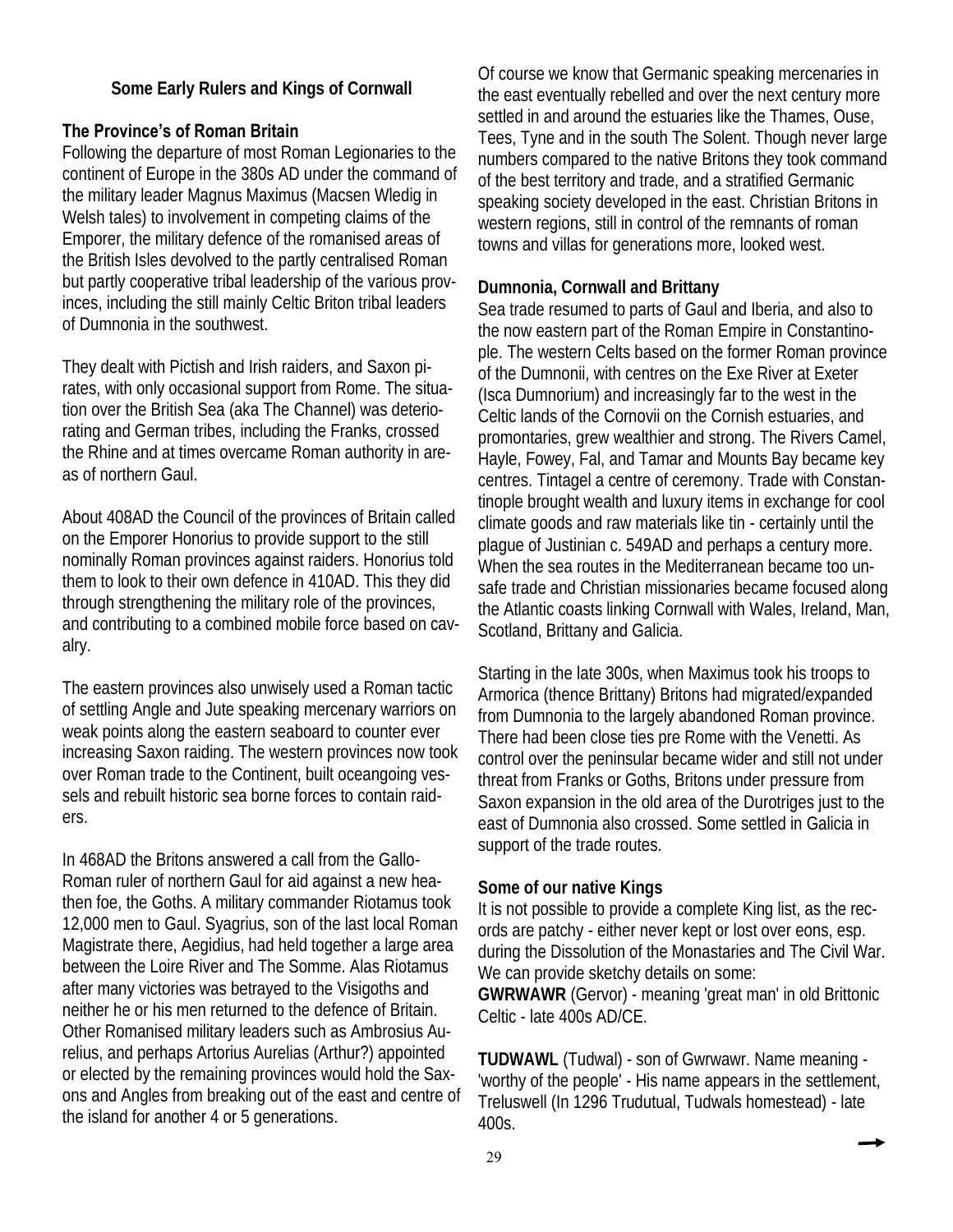## Some Early Rulers and Kings of Cornwall

### The Province's of Roman Britain

Following the departure of most Roman Legionaries to the continent of Europe in the 380s AD under the command of the military leader Magnus Maximus (Macsen Wledig in Welsh tales) to involvement in competing claims of the Emporer, the military defence of the romanised areas of the British Isles devolved to the partly centralised Roman but partly cooperative tribal leadership of the various provinces, including the still mainly Celtic Briton tribal leaders of Dumnonia in the southwest.

They dealt with Pictish and Irish raiders, and Saxon pirates, with only occasional support from Rome. The situation over the British Sea (aka The Channel) was deteriorating and German tribes, including the Franks, crossed the Rhine and at times overcame Roman authority in areas of northern Gaul.

About 408AD the Council of the provinces of Britain called on the Emporer Honorius to provide support to the still nominally Roman provinces against raiders. Honorius told them to look to their own defence in 410AD. This they did through strengthening the military role of the provinces, and contributing to a combined mobile force based on cavalry.

The eastern provinces also unwisely used a Roman tactic of settling Angle and Jute speaking mercenary warriors on weak points along the eastern seaboard to counter ever increasing Saxon raiding. The western provinces now took over Roman trade to the Continent, built oceangoing vessels and rebuilt historic sea borne forces to contain raiders.

In 468AD the Britons answered a call from the Gallo-Roman ruler of northern Gaul for aid against a new heathen foe, the Goths. A military commander Riotamus took 12,000 men to Gaul. Syagrius, son of the last local Roman Magistrate there, Aegidius, had held together a large area between the Loire River and The Somme. Alas Riotamus after many victories was betrayed to the Visigoths and neither he or his men returned to the defence of Britain. Other Romanised military leaders such as Ambrosius Aurelius, and perhaps Artorius Aurelias (Arthur?) appointed or elected by the remaining provinces would hold the Saxons and Angles from breaking out of the east and centre of the island for another 4 or 5 generations.

Of course we know that Germanic speaking mercenaries in the east eventually rebelled and over the next century more settled in and around the estuaries like the Thames, Ouse, Tees, Tyne and in the south The Solent. Though never large numbers compared to the native Britons they took command of the best territory and trade, and a stratified Germanic speaking society developed in the east. Christian Britons in western regions, still in control of the remnants of roman towns and villas for generations more, looked west.

### Dumnonia, Cornwall and Brittany

Sea trade resumed to parts of Gaul and Iberia, and also to the now eastern part of the Roman Empire in Constantinople. The western Celts based on the former Roman province of the Dumnonii, with centres on the Exe River at Exeter (Isca Dumnorium) and increasingly far to the west in the Celtic lands of the Cornovii on the Cornish estuaries, and promontaries, grew wealthier and strong. The Rivers Camel, Hayle, Fowey, Fal, and Tamar and Mounts Bay became key centres. Tintagel a centre of ceremony. Trade with Constantinople brought wealth and luxury items in exchange for cool climate goods and raw materials like tin - certainly until the plague of Justinian c. 549AD and perhaps a century more. When the sea routes in the Mediterranean became too unsafe trade and Christian missionaries became focused along the Atlantic coasts linking Cornwall with Wales, Ireland, Man, Scotland, Brittany and Galicia.

Starting in the late 300s, when Maximus took his troops to Armorica (thence Brittany) Britons had migrated/expanded from Dumnonia to the largely abandoned Roman province. There had been close ties pre Rome with the Venetti. As control over the peninsular became wider and still not under threat from Franks or Goths, Britons under pressure from Saxon expansion in the old area of the Durotriges just to the east of Dumnonia also crossed. Some settled in Galicia in support of the trade routes.

### Some of our native Kings

It is not possible to provide a complete King list, as the records are patchy - either never kept or lost over eons, esp. during the Dissolution of the Monastaries and The Civil War. We can provide sketchy details on some:

**GWRWAWR** (Gervor) - meaning 'great man' in old Brittonic Celtic - late 400s AD/CE.

**TUDWAWL** (Tudwal) - son of Gwrwawr. Name meaning - 'worthy of the people' - His name appears in the settlement, Treluswell (In 1296 Trudutual, Tudwals homestead) - late 400s.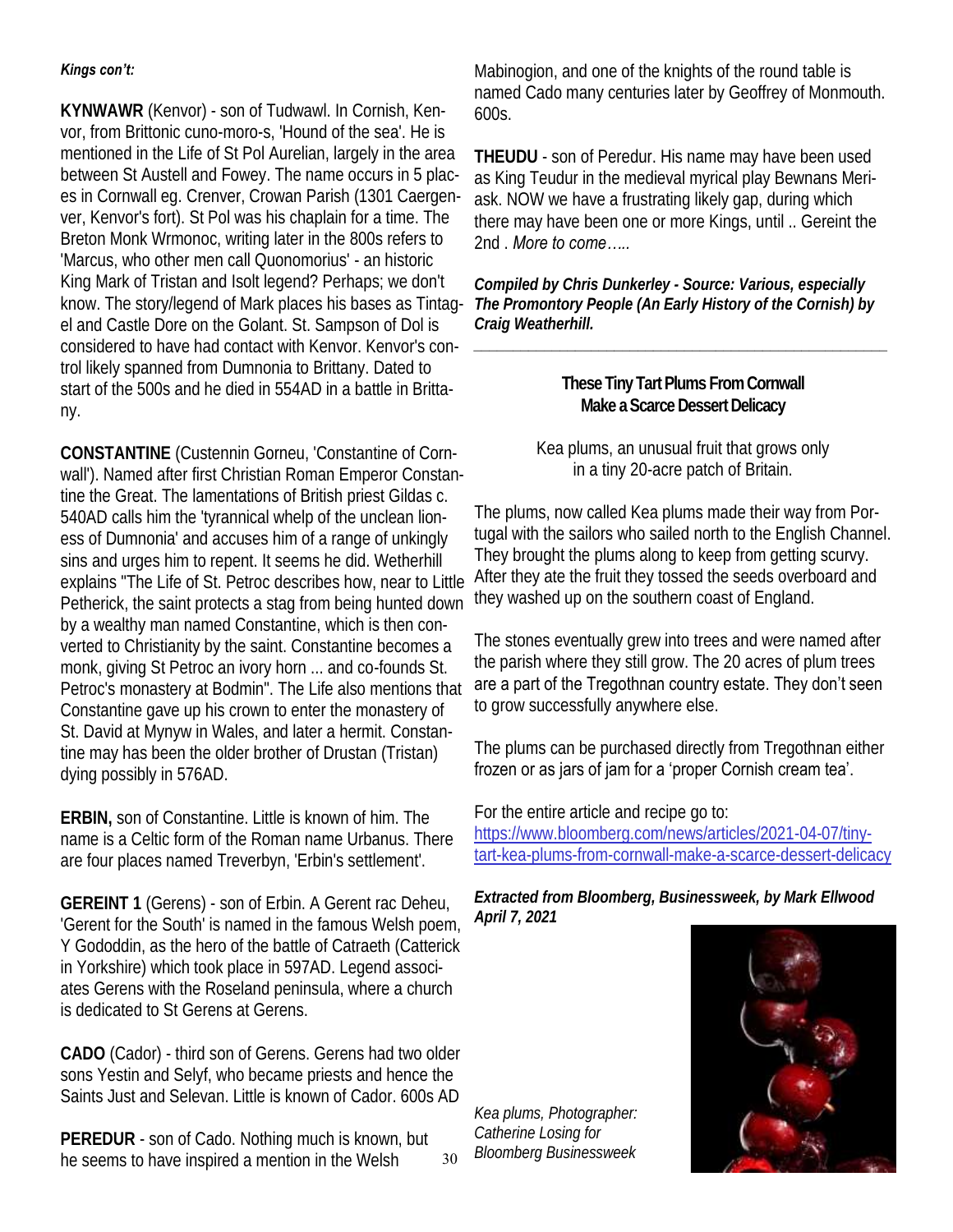*Kings con't:*

**KYNWAWR** (Kenvor) - son of Tudwawl. In Cornish, Kenvor, from Brittonic cuno-moro-s, 'Hound of the sea'. He is mentioned in the Life of St Pol Aurelian, largely in the area between St Austell and Fowey. The name occurs in 5 places in Cornwall eg. Crenver, Crowan Parish (1301 Caergenver, Kenvor's fort). St Pol was his chaplain for a time. The Breton Monk Wrmonoc, writing later in the 800s refers to 'Marcus, who other men call Quonomorius' - an historic King Mark of Tristan and Isolt legend? Perhaps; we don't know. The story/legend of Mark places his bases as Tintagel and Castle Dore on the Golant. St. Sampson of Dol is considered to have had contact with Kenvor. Kenvor's control likely spanned from Dumnonia to Brittany. Dated to start of the 500s and he died in 554AD in a battle in Brittany.

**CONSTANTINE** (Custennin Gorneu, 'Constantine of Cornwall'). Named after first Christian Roman Emperor Constantine the Great. The lamentations of British priest Gildas c. 540AD calls him the 'tyrannical whelp of the unclean lioness of Dumnonia' and accuses him of a range of unkingly sins and urges him to repent. It seems he did. Wetherhill explains "The Life of St. Petroc describes how, near to Little Petherick, the saint protects a stag from being hunted down by a wealthy man named Constantine, which is then converted to Christianity by the saint. Constantine becomes a monk, giving St Petroc an ivory horn ... and co-founds St. Petroc's monastery at Bodmin". The Life also mentions that Constantine gave up his crown to enter the monastery of St. David at Mynyw in Wales, and later a hermit. Constantine may has been the older brother of Drustan (Tristan) dying possibly in 576AD.

**ERBIN,** son of Constantine. Little is known of him. The name is a Celtic form of the Roman name Urbanus. There are four places named Treverbyn, 'Erbin's settlement'.

**GEREINT 1** (Gerens) - son of Erbin. A Gerent rac Deheu, 'Gerent for the South' is named in the famous Welsh poem, Y Gododdin, as the hero of the battle of Catraeth (Catterick in Yorkshire) which took place in 597AD. Legend associates Gerens with the Roseland peninsula, where a church is dedicated to St Gerens at Gerens.

**CADO** (Cador) - third son of Gerens. Gerens had two older sons Yestin and Selyf, who became priests and hence the Saints Just and Selevan. Little is known of Cador. 600s AD

**PEREDUR** - son of Cado. Nothing much is known, but he seems to have inspired a mention in the Welsh Mabinogion, and one of the knights of the round table is named Cado many centuries later by Geoffrey of Monmouth. 600s.

**THEUDU** - son of Peredur. His name may have been used as King Teudur in the medieval myrical play Bewnans Meriask. NOW we have a frustrating likely gap, during which there may have been one or more Kings, until .. Gereint the 2nd . *More to come…..*

***Compiled by Chris Dunkerley - Source: Various, especially The Promontory People (An Early History of the Cornish) by Craig Weatherhill.***

---

**These Tiny Tart Plums From Cornwall Make a Scarce Dessert Delicacy**

Kea plums, an unusual fruit that grows only in a tiny 20-acre patch of Britain.

The plums, now called Kea plums made their way from Portugal with the sailors who sailed north to the English Channel. They brought the plums along to keep from getting scurvy. After they ate the fruit they tossed the seeds overboard and they washed up on the southern coast of England.

The stones eventually grew into trees and were named after the parish where they still grow. The 20 acres of plum trees are a part of the Tregothnan country estate. They don't seen to grow successfully anywhere else.

The plums can be purchased directly from Tregothnan either frozen or as jars of jam for a 'proper Cornish cream tea'.

For the entire article and recipe go to:
https://www.bloomberg.com/news/articles/2021-04-07/tiny-tart-kea-plums-from-cornwall-make-a-scarce-dessert-delicacy

***Extracted from Bloomberg, Businessweek, by Mark Ellwood April 7, 2021***

*Kea plums, Photographer: Catherine Losing for Bloomberg Businessweek*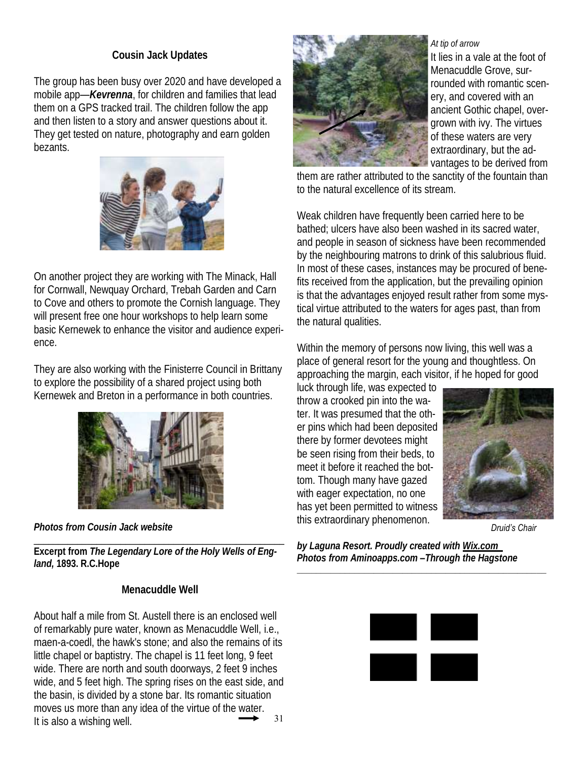### Cousin Jack Updates

The group has been busy over 2020 and have developed a mobile app—***Kevrenna***, for children and families that lead them on a GPS tracked trail. The children follow the app and then listen to a story and answer questions about it. They get tested on nature, photography and earn golden bezants.

On another project they are working with The Minack, Hall for Cornwall, Newquay Orchard, Trebah Garden and Carn to Cove and others to promote the Cornish language. They will present free one hour workshops to help learn some basic Kernewek to enhance the visitor and audience experience.

They are also working with the Finisterre Council in Brittany to explore the possibility of a shared project using both Kernewek and Breton in a performance in both countries.

***Photos from Cousin Jack website***

---

**Excerpt from *The Legendary Lore of the Holy Wells of England,* 1893. R.C.Hope**

### Menacuddle Well

About half a mile from St. Austell there is an enclosed well of remarkably pure water, known as Menacuddle Well, i.e., maen-a-coedl, the hawk's stone; and also the remains of its little chapel or baptistry. The chapel is 11 feet long, 9 feet wide. There are north and south doorways, 2 feet 9 inches wide, and 5 feet high. The spring rises on the east side, and the basin, is divided by a stone bar. Its romantic situation moves us more than any idea of the virtue of the water. It is also a wishing well.

*At tip of arrow*

It lies in a vale at the foot of Menacuddle Grove, surrounded with romantic scenery, and covered with an ancient Gothic chapel, overgrown with ivy. The virtues of these waters are very extraordinary, but the advantages to be derived from them are rather attributed to the sanctity of the fountain than to the natural excellence of its stream.

Weak children have frequently been carried here to be bathed; ulcers have also been washed in its sacred water, and people in season of sickness have been recommended by the neighbouring matrons to drink of this salubrious fluid. In most of these cases, instances may be procured of benefits received from the application, but the prevailing opinion is that the advantages enjoyed result rather from some mystical virtue attributed to the waters for ages past, than from the natural qualities.

Within the memory of persons now living, this well was a place of general resort for the young and thoughtless. On approaching the margin, each visitor, if he hoped for good luck through life, was expected to throw a crooked pin into the water. It was presumed that the other pins which had been deposited there by former devotees might be seen rising from their beds, to meet it before it reached the bottom. Though many have gazed with eager expectation, no one has yet been permitted to witness this extraordinary phenomenon.

*Druid's Chair*

***by Laguna Resort. Proudly created with Wix.com***
***Photos from Aminoapps.com –Through the Hagstone***

---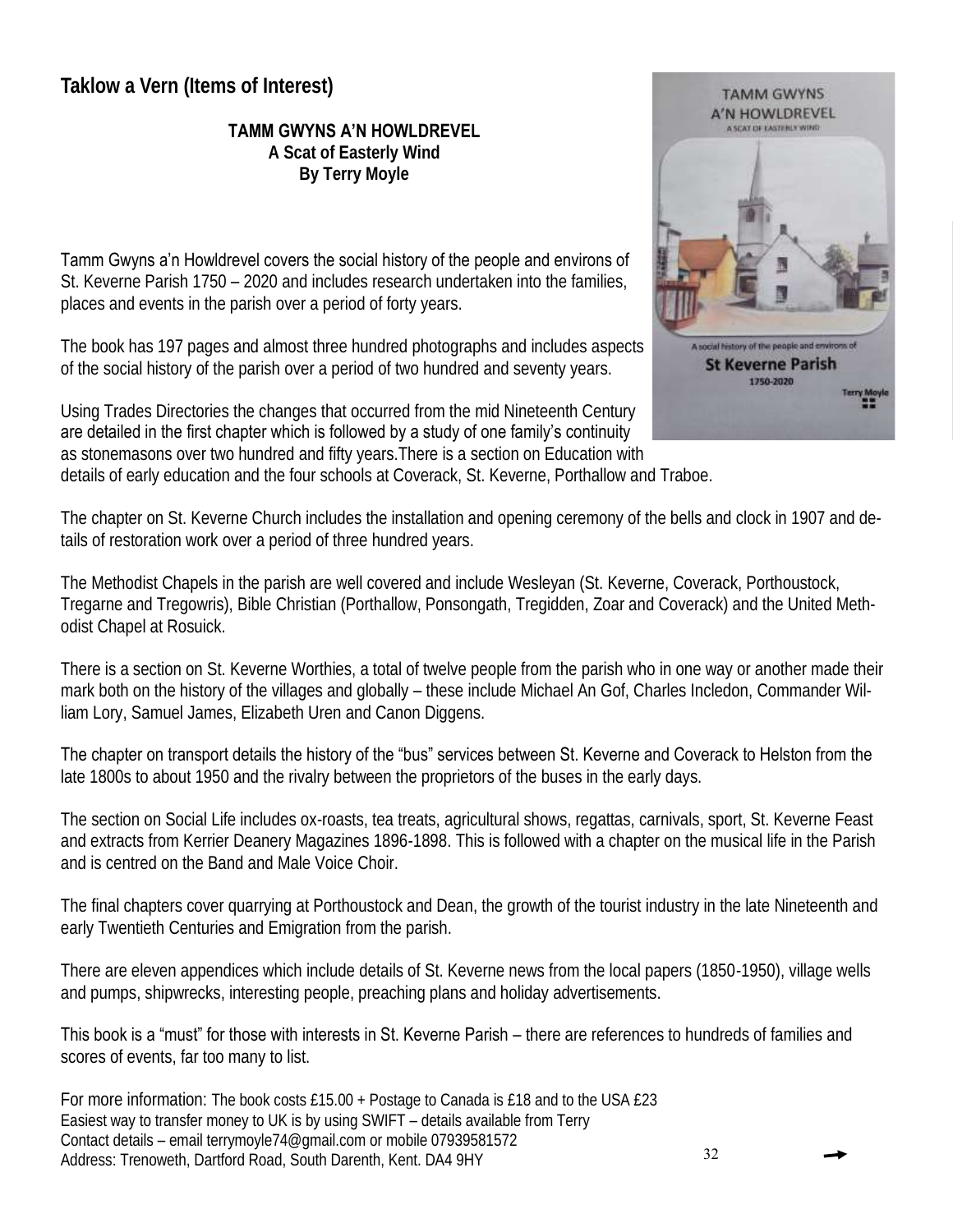## Taklow a Vern (Items of Interest)

**TAMM GWYNS A'N HOWLDREVEL**
**A Scat of Easterly Wind**
**By Terry Moyle**

Tamm Gwyns a'n Howldrevel covers the social history of the people and environs of St. Keverne Parish 1750 – 2020 and includes research undertaken into the families, places and events in the parish over a period of forty years.

The book has 197 pages and almost three hundred photographs and includes aspects of the social history of the parish over a period of two hundred and seventy years.

Using Trades Directories the changes that occurred from the mid Nineteenth Century are detailed in the first chapter which is followed by a study of one family's continuity as stonemasons over two hundred and fifty years.There is a section on Education with details of early education and the four schools at Coverack, St. Keverne, Porthallow and Traboe.

The chapter on St. Keverne Church includes the installation and opening ceremony of the bells and clock in 1907 and details of restoration work over a period of three hundred years.

The Methodist Chapels in the parish are well covered and include Wesleyan (St. Keverne, Coverack, Porthoustock, Tregarne and Tregowris), Bible Christian (Porthallow, Ponsongath, Tregidden, Zoar and Coverack) and the United Methodist Chapel at Rosuick.

There is a section on St. Keverne Worthies, a total of twelve people from the parish who in one way or another made their mark both on the history of the villages and globally – these include Michael An Gof, Charles Incledon, Commander William Lory, Samuel James, Elizabeth Uren and Canon Diggens.

The chapter on transport details the history of the "bus" services between St. Keverne and Coverack to Helston from the late 1800s to about 1950 and the rivalry between the proprietors of the buses in the early days.

The section on Social Life includes ox-roasts, tea treats, agricultural shows, regattas, carnivals, sport, St. Keverne Feast and extracts from Kerrier Deanery Magazines 1896-1898. This is followed with a chapter on the musical life in the Parish and is centred on the Band and Male Voice Choir.

The final chapters cover quarrying at Porthoustock and Dean, the growth of the tourist industry in the late Nineteenth and early Twentieth Centuries and Emigration from the parish.

There are eleven appendices which include details of St. Keverne news from the local papers (1850-1950), village wells and pumps, shipwrecks, interesting people, preaching plans and holiday advertisements.

This book is a "must" for those with interests in St. Keverne Parish – there are references to hundreds of families and scores of events, far too many to list.

For more information: The book costs £15.00 + Postage to Canada is £18 and to the USA £23
Easiest way to transfer money to UK is by using SWIFT – details available from Terry
Contact details – email terrymoyle74@gmail.com or mobile 07939581572
Address: Trenoweth, Dartford Road, South Darenth, Kent. DA4 9HY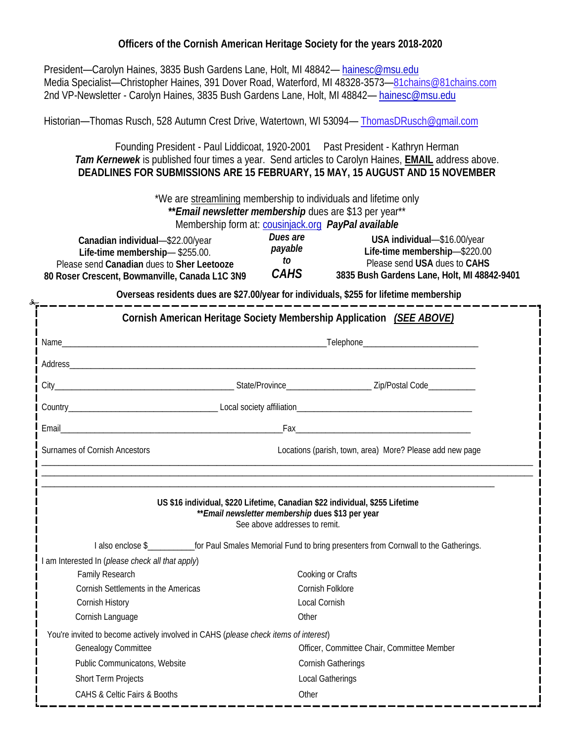## Officers of the Cornish American Heritage Society for the years 2018-2020

President—Carolyn Haines, 3835 Bush Gardens Lane, Holt, MI 48842— hainesc@msu.edu
Media Specialist—Christopher Haines, 391 Dover Road, Waterford, MI 48328-3573—81chains@81chains.com
2nd VP-Newsletter - Carolyn Haines, 3835 Bush Gardens Lane, Holt, MI 48842— hainesc@msu.edu

Historian—Thomas Rusch, 528 Autumn Crest Drive, Watertown, WI 53094— ThomasDRusch@gmail.com

Founding President - Paul Liddicoat, 1920-2001 Past President - Kathryn Herman

***Tam Kernewek*** is published four times a year. Send articles to Carolyn Haines, **EMAIL** address above.

**DEADLINES FOR SUBMISSIONS ARE 15 FEBRUARY, 15 MAY, 15 AUGUST AND 15 NOVEMBER**

*We are streamlining membership to individuals and lifetime only

***\*Email newsletter membership** dues are $13 per year**

Membership form at: cousinjack.org ***PayPal available***

**Canadian individual**—$22.00/year
**Life-time membership**— $255.00.
Please send **Canadian** dues to **Sher Leetooze**
**80 Roser Crescent, Bowmanville, Canada L1C 3N9**

***Dues are payable to CAHS***

**USA individual**—$16.00/year
**Life-time membership**—$220.00
Please send **USA** dues to **CAHS**
**3835 Bush Gardens Lane, Holt, MI 48842-9401**

**Overseas residents dues are $27.00/year for individuals, $255 for lifetime membership**

---

### Cornish American Heritage Society Membership Application *(SEE ABOVE)*

Name\_\_\_\_\_\_\_\_\_\_\_\_\_\_\_\_\_\_\_\_\_\_\_\_\_\_\_\_\_\_\_\_\_\_\_\_\_\_Telephone\_\_\_\_\_\_\_\_\_\_\_\_\_\_\_\_\_\_\_\_

Address\_\_\_\_\_\_\_\_\_\_\_\_\_\_\_\_\_\_\_\_\_\_\_\_\_\_\_\_\_\_\_\_\_\_\_\_\_\_\_\_\_\_\_\_\_\_\_\_\_\_\_\_\_\_\_\_\_\_

City\_\_\_\_\_\_\_\_\_\_\_\_\_\_\_\_\_\_\_\_\_\_\_\_\_\_ State/Province\_\_\_\_\_\_\_\_\_\_\_\_\_ Zip/Postal Code\_\_\_\_\_\_\_\_

Country\_\_\_\_\_\_\_\_\_\_\_\_\_\_\_\_\_\_\_\_\_\_ Local society affiliation\_\_\_\_\_\_\_\_\_\_\_\_\_\_\_\_\_\_\_\_\_\_\_\_\_\_

Email\_\_\_\_\_\_\_\_\_\_\_\_\_\_\_\_\_\_\_\_\_\_\_\_\_\_\_\_\_\_\_\_Fax\_\_\_\_\_\_\_\_\_\_\_\_\_\_\_\_\_\_\_\_\_\_\_\_\_\_

Surnames of Cornish Ancestors Locations (parish, town, area) More? Please add new page

\_\_\_\_\_\_\_\_\_\_\_\_\_\_\_\_\_\_\_\_\_\_\_\_\_\_\_\_\_\_\_\_\_\_\_\_\_\_\_\_\_\_\_\_\_\_\_\_\_\_\_\_\_\_\_\_\_\_\_\_\_\_\_\_\_\_\_\_\_\_

\_\_\_\_\_\_\_\_\_\_\_\_\_\_\_\_\_\_\_\_\_\_\_\_\_\_\_\_\_\_\_\_\_\_\_\_\_\_\_\_\_\_\_\_\_\_\_\_\_\_\_\_\_\_\_\_\_\_\_\_\_\_\_\_\_\_\_\_\_\_

\_\_\_\_\_\_\_\_\_\_\_\_\_\_\_\_\_\_\_\_\_\_\_\_\_\_\_\_\_\_\_\_\_\_\_\_\_\_\_\_\_\_\_\_\_\_\_\_\_\_\_\_\_\_\_\_\_\_\_\_\_\_\_\_\_\_\_\_

**US $16 individual, $220 Lifetime, Canadian $22 individual, $255 Lifetime**
***\*Email newsletter membership** dues $13 per year**
See above addresses to remit.

I also enclose $\_\_\_\_\_\_\_\_\_\_for Paul Smales Memorial Fund to bring presenters from Cornwall to the Gatherings.

I am Interested In (*please check all that apply*)

- Family Research
- Cornish Settlements in the Americas
- Cornish History
- Cornish Language
- Cooking or Crafts
- Cornish Folklore
- Local Cornish
- Other

You're invited to become actively involved in CAHS (*please check items of interest*)

- Genealogy Committee
- Public Communicatons, Website
- Short Term Projects
- CAHS & Celtic Fairs & Booths
- Officer, Committee Chair, Committee Member
- Cornish Gatherings
- Local Gatherings
- Other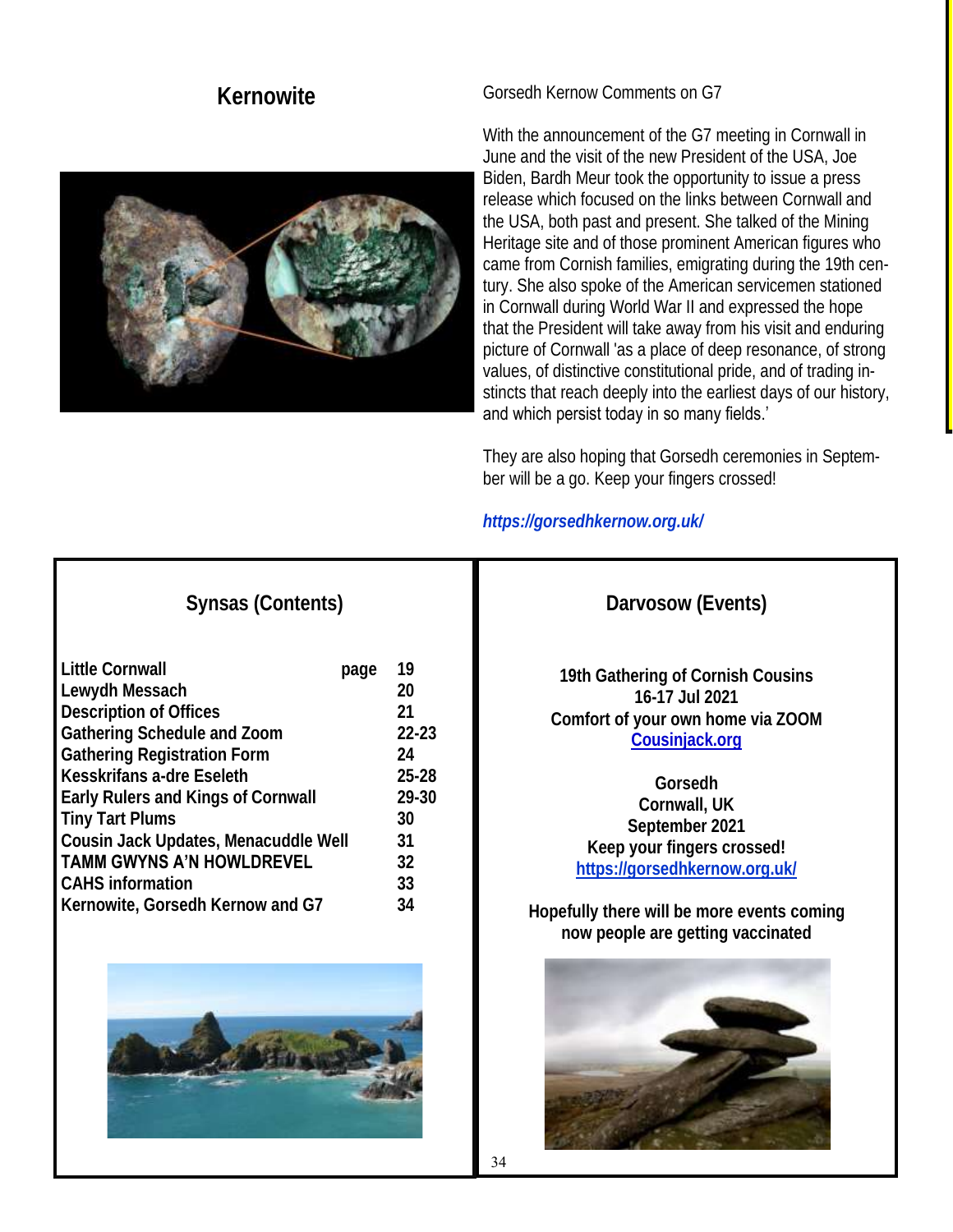## Kernowite

Gorsedh Kernow Comments on G7

With the announcement of the G7 meeting in Cornwall in June and the visit of the new President of the USA, Joe Biden, Bardh Meur took the opportunity to issue a press release which focused on the links between Cornwall and the USA, both past and present. She talked of the Mining Heritage site and of those prominent American figures who came from Cornish families, emigrating during the 19th century. She also spoke of the American servicemen stationed in Cornwall during World War II and expressed the hope that the President will take away from his visit and enduring picture of Cornwall 'as a place of deep resonance, of strong values, of distinctive constitutional pride, and of trading instincts that reach deeply into the earliest days of our history, and which persist today in so many fields.'

They are also hoping that Gorsedh ceremonies in September will be a go. Keep your fingers crossed!

***https://gorsedhkernow.org.uk/***

## Synsas (Contents)

| | |
|---|---|
| **Little Cornwall** | **page 19** |
| **Lewydh Messach** | **20** |
| **Description of Offices** | **21** |
| **Gathering Schedule and Zoom** | **22-23** |
| **Gathering Registration Form** | **24** |
| **Kesskrifans a-dre Eseleth** | **25-28** |
| **Early Rulers and Kings of Cornwall** | **29-30** |
| **Tiny Tart Plums** | **30** |
| **Cousin Jack Updates, Menacuddle Well** | **31** |
| **TAMM GWYNS A'N HOWLDREVEL** | **32** |
| **CAHS information** | **33** |
| **Kernowite, Gorsedh Kernow and G7** | **34** |

## Darvosow (Events)

**19th Gathering of Cornish Cousins**
**16-17 Jul 2021**
**Comfort of your own home via ZOOM**
**Cousinjack.org**

**Gorsedh**
**Cornwall, UK**
**September 2021**
**Keep your fingers crossed!**
**https://gorsedhkernow.org.uk/**

**Hopefully there will be more events coming now people are getting vaccinated**